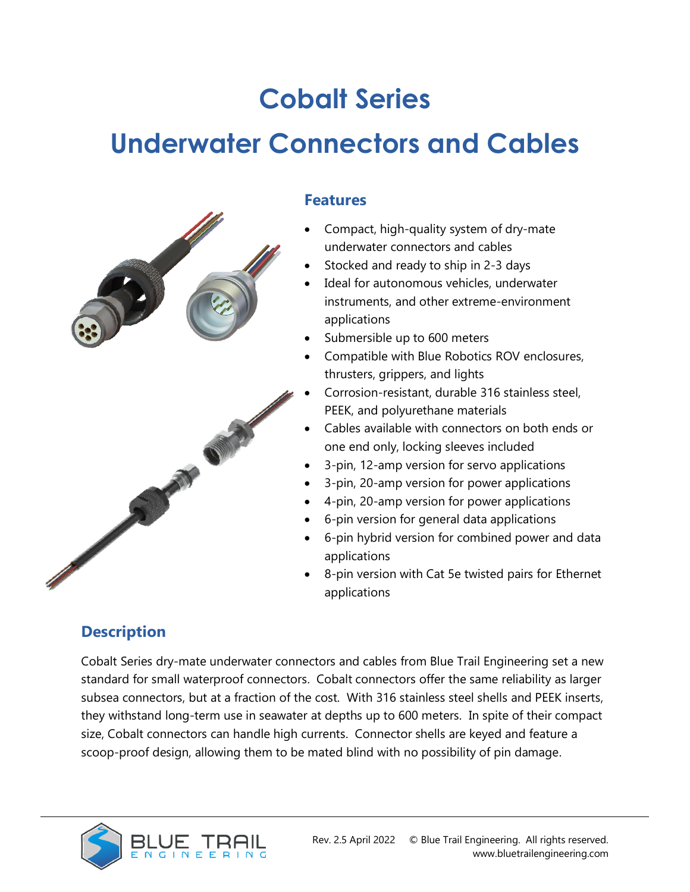# Cobalt Series

# Underwater Connectors and Cables

## Features

- Compact, high-quality system of dry-mate underwater connectors and cables
- Stocked and ready to ship in 2-3 days
- Ideal for autonomous vehicles, underwater instruments, and other extreme-environment applications
- Submersible up to 600 meters
- Compatible with Blue Robotics ROV enclosures, thrusters, grippers, and lights
- Corrosion-resistant, durable 316 stainless steel, PEEK, and polyurethane materials
- Cables available with connectors on both ends or one end only, locking sleeves included
- 3-pin, 12-amp version for servo applications
- 3-pin, 20-amp version for power applications
- 4-pin, 20-amp version for power applications
- 6-pin version for general data applications
- 6-pin hybrid version for combined power and data applications
- 8-pin version with Cat 5e twisted pairs for Ethernet applications

## Description

Cobalt Series dry-mate underwater connectors and cables from Blue Trail Engineering set a new standard for small waterproof connectors. Cobalt connectors offer the same reliability as larger subsea connectors, but at a fraction of the cost. With 316 stainless steel shells and PEEK inserts, they withstand long-term use in seawater at depths up to 600 meters. In spite of their compact size, Cobalt connectors can handle high currents. Connector shells are keyed and feature a scoop-proof design, allowing them to be mated blind with no possibility of pin damage.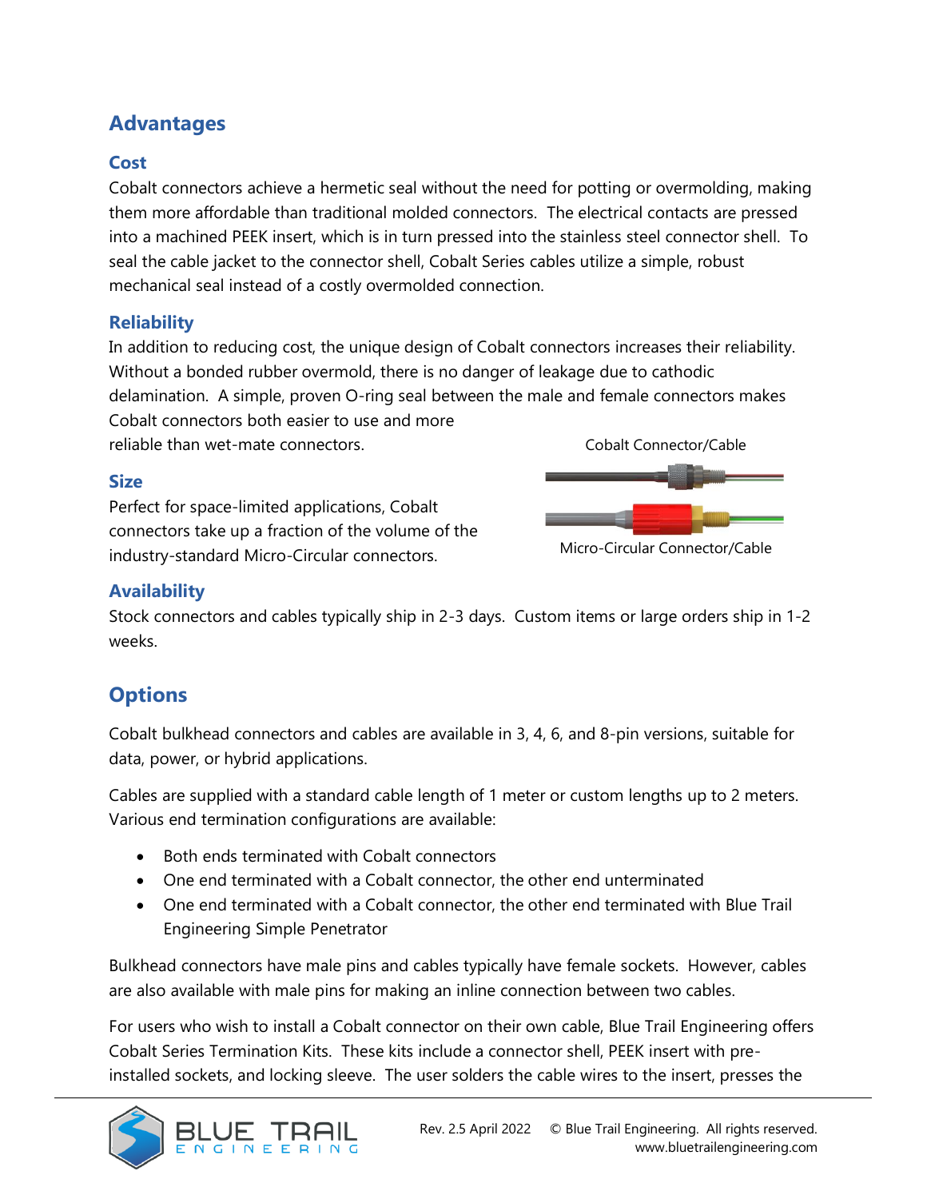## Advantages

### Cost

Cobalt connectors achieve a hermetic seal without the need for potting or overmolding, making them more affordable than traditional molded connectors. The electrical contacts are pressed into a machined PEEK insert, which is in turn pressed into the stainless steel connector shell. To seal the cable jacket to the connector shell, Cobalt Series cables utilize a simple, robust mechanical seal instead of a costly overmolded connection.

### Reliability

In addition to reducing cost, the unique design of Cobalt connectors increases their reliability. Without a bonded rubber overmold, there is no danger of leakage due to cathodic delamination. A simple, proven O-ring seal between the male and female connectors makes Cobalt connectors both easier to use and more reliable than wet-mate connectors.

Cobalt Connector/Cable

Micro-Circular Connector/Cable

### Size

Perfect for space-limited applications, Cobalt connectors take up a fraction of the volume of the industry-standard Micro-Circular connectors.

### Availability

Stock connectors and cables typically ship in 2-3 days. Custom items or large orders ship in 1-2 weeks.

## Options

Cobalt bulkhead connectors and cables are available in 3, 4, 6, and 8-pin versions, suitable for data, power, or hybrid applications.

Cables are supplied with a standard cable length of 1 meter or custom lengths up to 2 meters. Various end termination configurations are available:

- Both ends terminated with Cobalt connectors
- One end terminated with a Cobalt connector, the other end unterminated
- One end terminated with a Cobalt connector, the other end terminated with Blue Trail Engineering Simple Penetrator

Bulkhead connectors have male pins and cables typically have female sockets. However, cables are also available with male pins for making an inline connection between two cables.

For users who wish to install a Cobalt connector on their own cable, Blue Trail Engineering offers Cobalt Series Termination Kits. These kits include a connector shell, PEEK insert with pre-installed sockets, and locking sleeve. The user solders the cable wires to the insert, presses the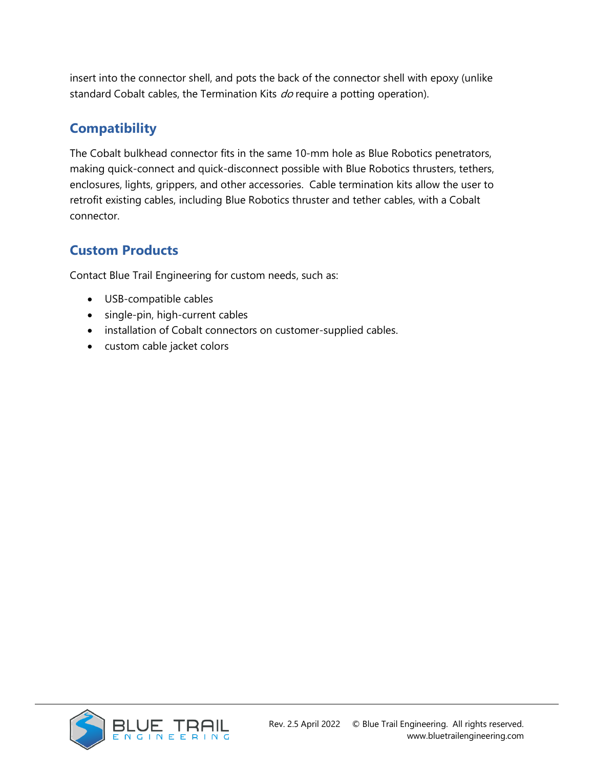insert into the connector shell, and pots the back of the connector shell with epoxy (unlike standard Cobalt cables, the Termination Kits *do* require a potting operation).

## Compatibility

The Cobalt bulkhead connector fits in the same 10-mm hole as Blue Robotics penetrators, making quick-connect and quick-disconnect possible with Blue Robotics thrusters, tethers, enclosures, lights, grippers, and other accessories. Cable termination kits allow the user to retrofit existing cables, including Blue Robotics thruster and tether cables, with a Cobalt connector.

## Custom Products

Contact Blue Trail Engineering for custom needs, such as:

- USB-compatible cables
- single-pin, high-current cables
- installation of Cobalt connectors on customer-supplied cables.
- custom cable jacket colors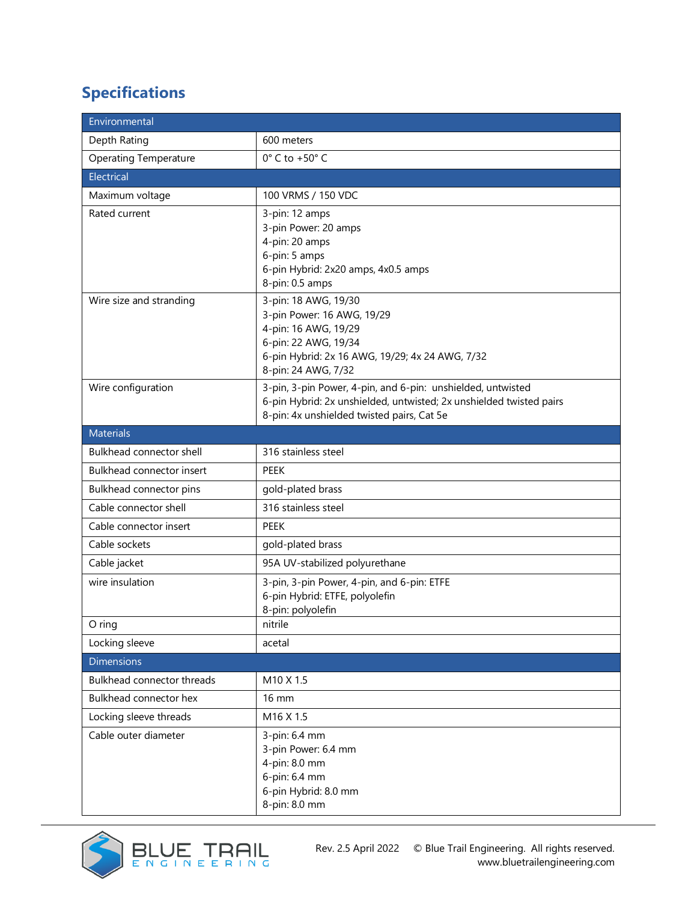## Specifications

| Environmental | |
|---|---|
| Depth Rating | 600 meters |
| Operating Temperature | 0° C to +50° C |
| **Electrical** | |
| Maximum voltage | 100 VRMS / 150 VDC |
| Rated current | 3-pin: 12 amps<br>3-pin Power: 20 amps<br>4-pin: 20 amps<br>6-pin: 5 amps<br>6-pin Hybrid: 2x20 amps, 4x0.5 amps<br>8-pin: 0.5 amps |
| Wire size and stranding | 3-pin: 18 AWG, 19/30<br>3-pin Power: 16 AWG, 19/29<br>4-pin: 16 AWG, 19/29<br>6-pin: 22 AWG, 19/34<br>6-pin Hybrid: 2x 16 AWG, 19/29; 4x 24 AWG, 7/32<br>8-pin: 24 AWG, 7/32 |
| Wire configuration | 3-pin, 3-pin Power, 4-pin, and 6-pin: unshielded, untwisted<br>6-pin Hybrid: 2x unshielded, untwisted; 2x unshielded twisted pairs<br>8-pin: 4x unshielded twisted pairs, Cat 5e |
| **Materials** | |
| Bulkhead connector shell | 316 stainless steel |
| Bulkhead connector insert | PEEK |
| Bulkhead connector pins | gold-plated brass |
| Cable connector shell | 316 stainless steel |
| Cable connector insert | PEEK |
| Cable sockets | gold-plated brass |
| Cable jacket | 95A UV-stabilized polyurethane |
| wire insulation | 3-pin, 3-pin Power, 4-pin, and 6-pin: ETFE<br>6-pin Hybrid: ETFE, polyolefin<br>8-pin: polyolefin |
| O ring | nitrile |
| Locking sleeve | acetal |
| **Dimensions** | |
| Bulkhead connector threads | M10 X 1.5 |
| Bulkhead connector hex | 16 mm |
| Locking sleeve threads | M16 X 1.5 |
| Cable outer diameter | 3-pin: 6.4 mm<br>3-pin Power: 6.4 mm<br>4-pin: 8.0 mm<br>6-pin: 6.4 mm<br>6-pin Hybrid: 8.0 mm<br>8-pin: 8.0 mm |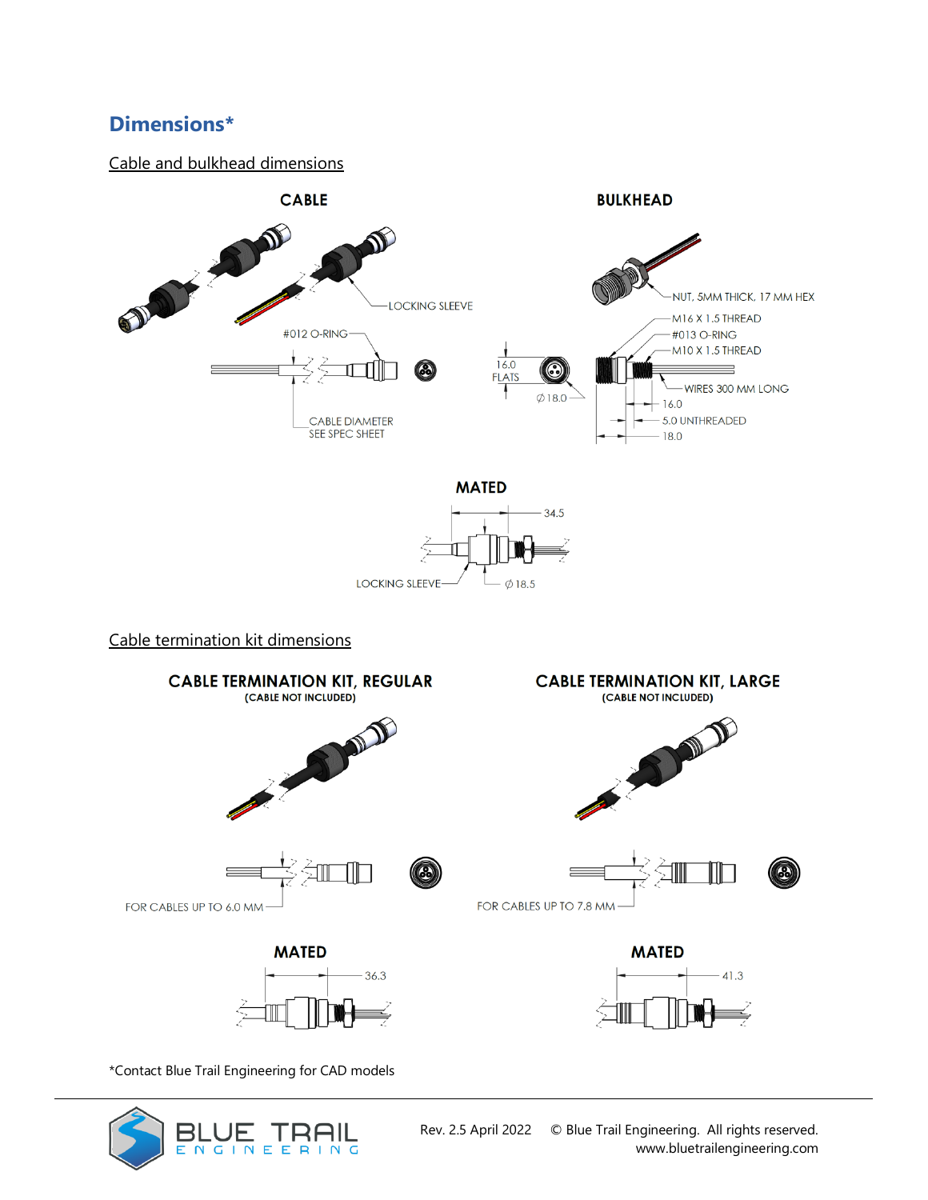# Dimensions*

Cable and bulkhead dimensions

**CABLE**

LOCKING SLEEVE

#012 O-RING

CABLE DIAMETER
SEE SPEC SHEET

**BULKHEAD**

NUT, 5MM THICK, 17 MM HEX

M16 X 1.5 THREAD

#013 O-RING

M10 X 1.5 THREAD

16.0
FLATS

⌀18.0

WIRES 300 MM LONG

16.0

5.0 UNTHREADED

18.0

**MATED**

34.5

LOCKING SLEEVE

⌀18.5

Cable termination kit dimensions

**CABLE TERMINATION KIT, REGULAR**
(CABLE NOT INCLUDED)

FOR CABLES UP TO 6.0 MM

**MATED**

36.3

**CABLE TERMINATION KIT, LARGE**
(CABLE NOT INCLUDED)

FOR CABLES UP TO 7.8 MM

**MATED**

41.3

*Contact Blue Trail Engineering for CAD models

Rev. 2.5 April 2022 © Blue Trail Engineering. All rights reserved.
www.bluetrailengineering.com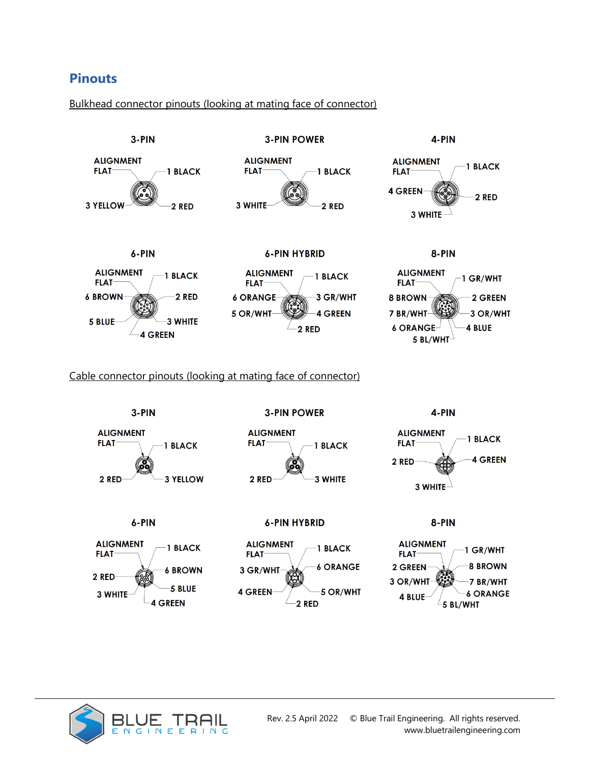## Pinouts

Bulkhead connector pinouts (looking at mating face of connector)

**3-PIN**

ALIGNMENT FLAT

1 BLACK

3 YELLOW

2 RED

**3-PIN POWER**

ALIGNMENT FLAT

1 BLACK

3 WHITE

2 RED

**4-PIN**

ALIGNMENT FLAT

1 BLACK

4 GREEN

2 RED

3 WHITE

**6-PIN**

ALIGNMENT FLAT

1 BLACK

6 BROWN

2 RED

5 BLUE

3 WHITE

4 GREEN

**6-PIN HYBRID**

ALIGNMENT FLAT

1 BLACK

6 ORANGE

3 GR/WHT

5 OR/WHT

4 GREEN

2 RED

**8-PIN**

ALIGNMENT FLAT

1 GR/WHT

8 BROWN

2 GREEN

7 BR/WHT

3 OR/WHT

6 ORANGE

4 BLUE

5 BL/WHT

Cable connector pinouts (looking at mating face of connector)

**3-PIN**

ALIGNMENT FLAT

1 BLACK

2 RED

3 YELLOW

**3-PIN POWER**

ALIGNMENT FLAT

1 BLACK

2 RED

3 WHITE

**4-PIN**

ALIGNMENT FLAT

1 BLACK

2 RED

4 GREEN

3 WHITE

**6-PIN**

ALIGNMENT FLAT

1 BLACK

6 BROWN

2 RED

5 BLUE

3 WHITE

4 GREEN

**6-PIN HYBRID**

ALIGNMENT FLAT

1 BLACK

3 GR/WHT

6 ORANGE

4 GREEN

5 OR/WHT

2 RED

**8-PIN**

ALIGNMENT FLAT

1 GR/WHT

2 GREEN

8 BROWN

3 OR/WHT

7 BR/WHT

4 BLUE

6 ORANGE

5 BL/WHT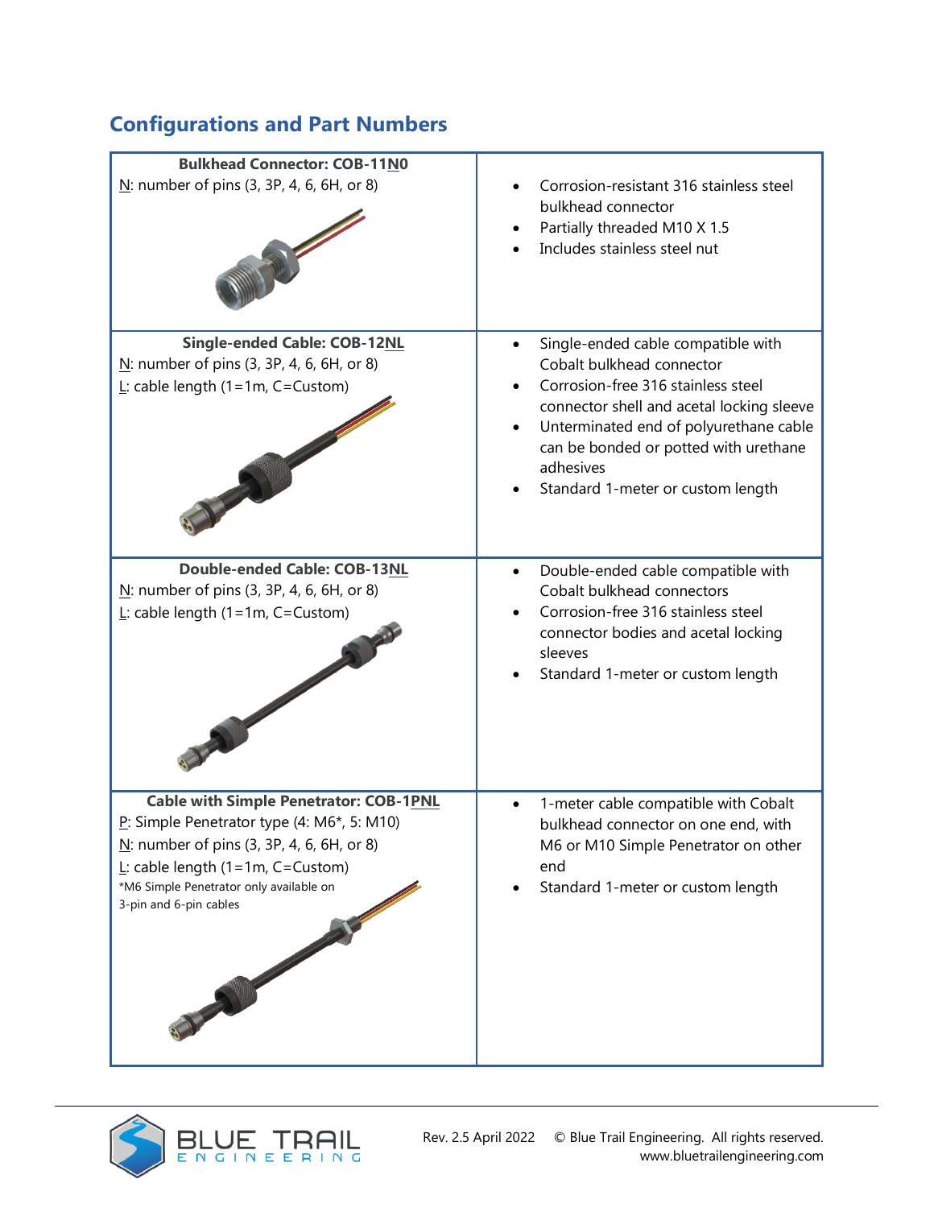## Configurations and Part Numbers

| Configuration | Features |
|---|---|
| **Bulkhead Connector: COB-11N0**<br>N: number of pins (3, 3P, 4, 6, 6H, or 8) | • Corrosion-resistant 316 stainless steel bulkhead connector<br>• Partially threaded M10 X 1.5<br>• Includes stainless steel nut |
| **Single-ended Cable: COB-12NL**<br>N: number of pins (3, 3P, 4, 6, 6H, or 8)<br>L: cable length (1=1m, C=Custom) | • Single-ended cable compatible with Cobalt bulkhead connector<br>• Corrosion-free 316 stainless steel connector shell and acetal locking sleeve<br>• Unterminated end of polyurethane cable can be bonded or potted with urethane adhesives<br>• Standard 1-meter or custom length |
| **Double-ended Cable: COB-13NL**<br>N: number of pins (3, 3P, 4, 6, 6H, or 8)<br>L: cable length (1=1m, C=Custom) | • Double-ended cable compatible with Cobalt bulkhead connectors<br>• Corrosion-free 316 stainless steel connector bodies and acetal locking sleeves<br>• Standard 1-meter or custom length |
| **Cable with Simple Penetrator: COB-1PNL**<br>P: Simple Penetrator type (4: M6*, 5: M10)<br>N: number of pins (3, 3P, 4, 6, 6H, or 8)<br>L: cable length (1=1m, C=Custom)<br>*M6 Simple Penetrator only available on 3-pin and 6-pin cables | • 1-meter cable compatible with Cobalt bulkhead connector on one end, with M6 or M10 Simple Penetrator on other end<br>• Standard 1-meter or custom length |

Rev. 2.5 April 2022 © Blue Trail Engineering. All rights reserved. www.bluetrailengineering.com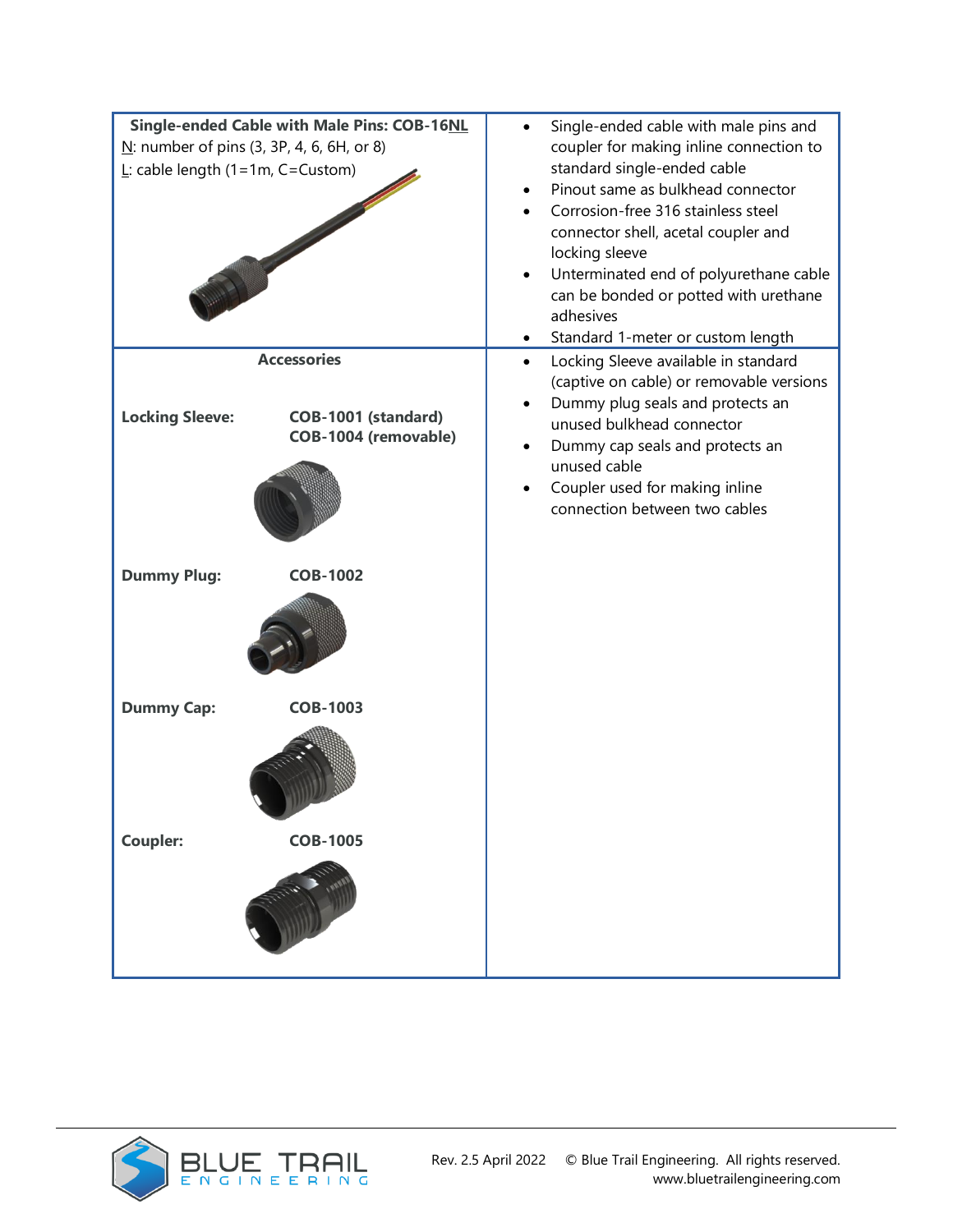| Single-ended Cable with Male Pins: COB-16NL<br>N: number of pins (3, 3P, 4, 6, 6H, or 8)<br>L: cable length (1=1m, C=Custom) | • Single-ended cable with male pins and coupler for making inline connection to standard single-ended cable<br>• Pinout same as bulkhead connector<br>• Corrosion-free 316 stainless steel connector shell, acetal coupler and locking sleeve<br>• Unterminated end of polyurethane cable can be bonded or potted with urethane adhesives<br>• Standard 1-meter or custom length |
|---|---|
| **Accessories**<br>**Locking Sleeve:** **COB-1001 (standard)** **COB-1004 (removable)**<br>**Dummy Plug:** **COB-1002**<br>**Dummy Cap:** **COB-1003**<br>**Coupler:** **COB-1005** | • Locking Sleeve available in standard (captive on cable) or removable versions<br>• Dummy plug seals and protects an unused bulkhead connector<br>• Dummy cap seals and protects an unused cable<br>• Coupler used for making inline connection between two cables |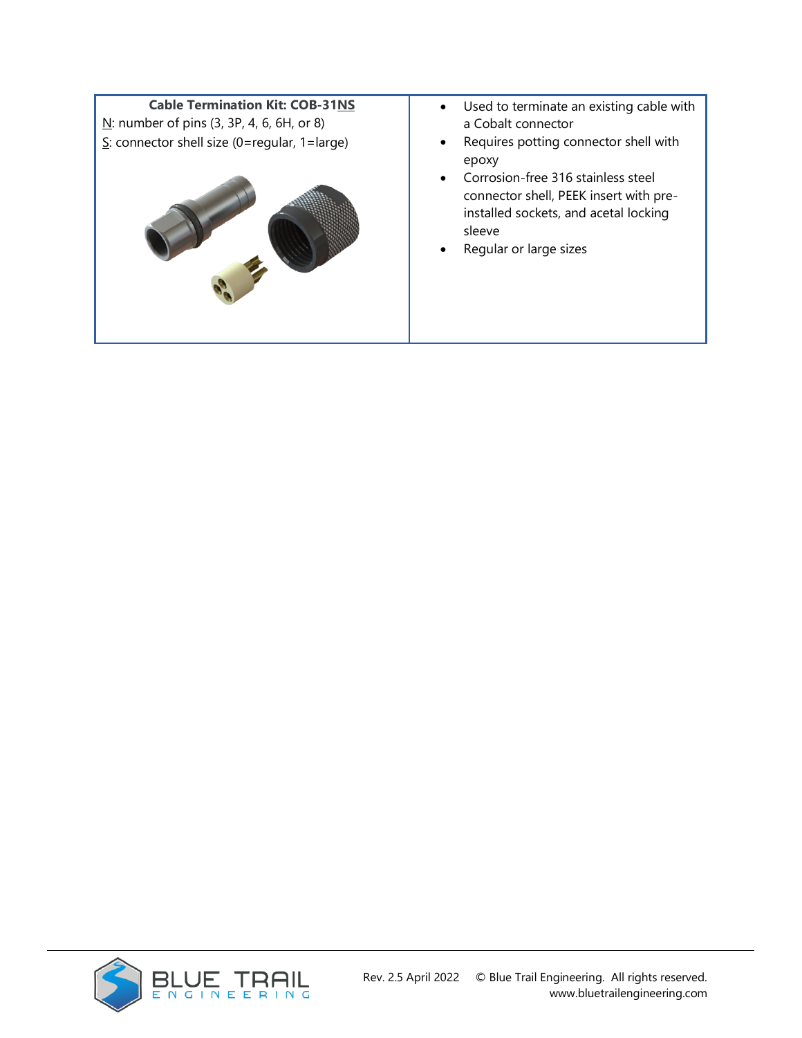| | |
|---|---|
| **Cable Termination Kit: COB-31NS**<br>N: number of pins (3, 3P, 4, 6, 6H, or 8)<br>S: connector shell size (0=regular, 1=large) | • Used to terminate an existing cable with a Cobalt connector<br>• Requires potting connector shell with epoxy<br>• Corrosion-free 316 stainless steel connector shell, PEEK insert with pre-installed sockets, and acetal locking sleeve<br>• Regular or large sizes |